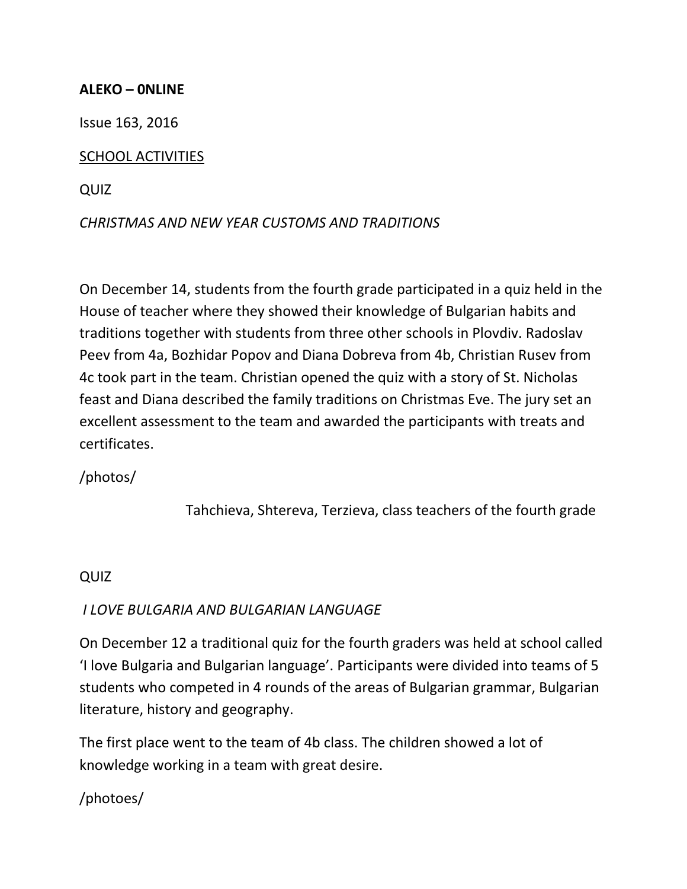**ALEKO – 0NLINE**

Issue 163, 2016

SCHOOL ACTIVITIES

QUIZ

*CHRISTMAS AND NEW YEAR CUSTOMS AND TRADITIONS*

On December 14, students from the fourth grade participated in a quiz held in the House of teacher where they showed their knowledge of Bulgarian habits and traditions together with students from three other schools in Plovdiv. Radoslav Peev from 4a, Bozhidar Popov and Diana Dobreva from 4b, Christian Rusev from 4c took part in the team. Christian opened the quiz with a story of St. Nicholas feast and Diana described the family traditions on Christmas Eve. The jury set an excellent assessment to the team and awarded the participants with treats and certificates.

/photos/

Tahchieva, Shtereva, Terzieva, class teachers of the fourth grade

QUIZ

*I LOVE BULGARIA AND BULGARIAN LANGUAGE*

On December 12 a traditional quiz for the fourth graders was held at school called 'I love Bulgaria and Bulgarian language'. Participants were divided into teams of 5 students who competed in 4 rounds of the areas of Bulgarian grammar, Bulgarian literature, history and geography.

The first place went to the team of 4b class. The children showed a lot of knowledge working in a team with great desire.

/photoes/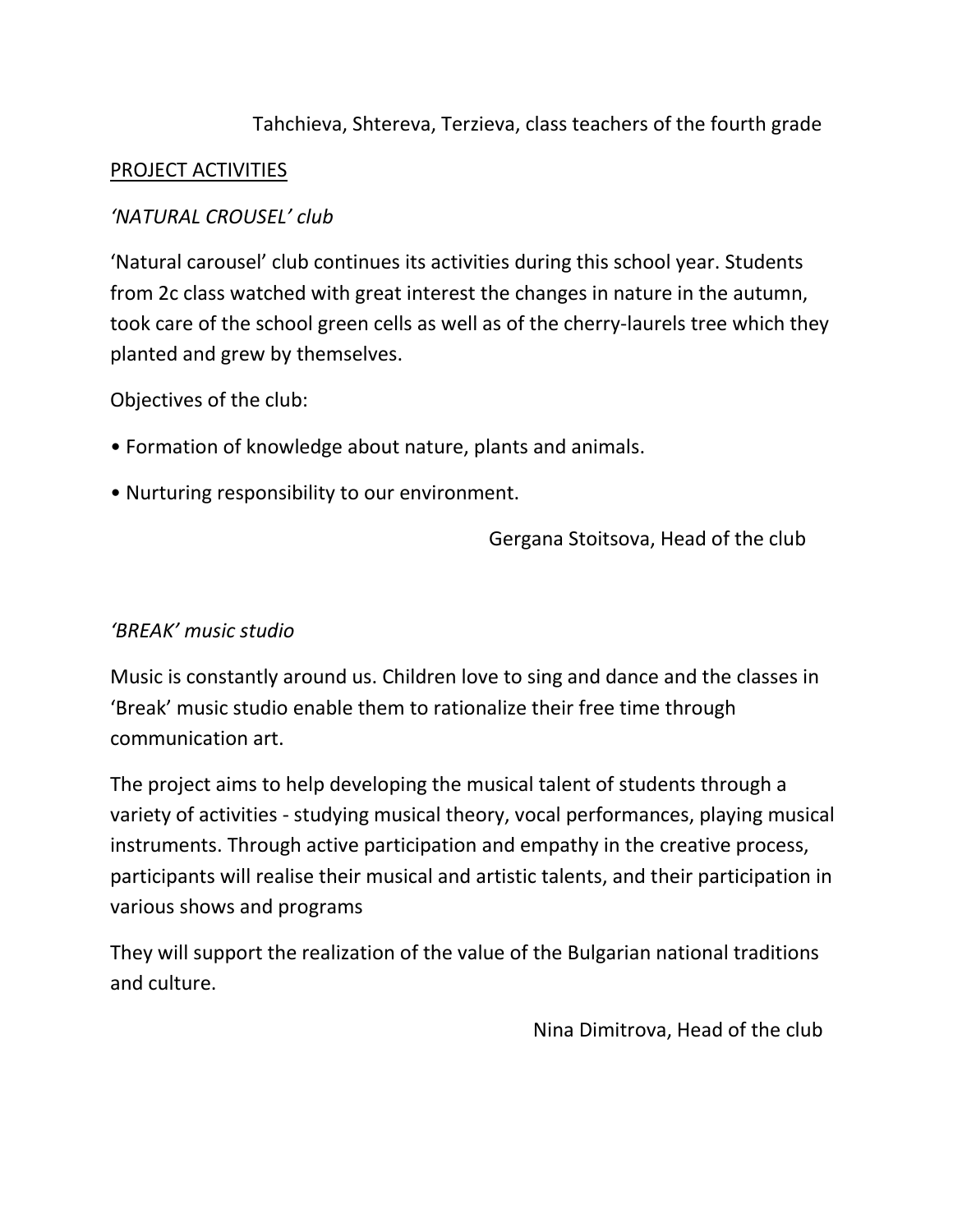Tahchieva, Shtereva, Terzieva, class teachers of the fourth grade

<u>PROJECT ACTIVITIES</u>

*'NATURAL CROUSEL' club*

'Natural carousel' club continues its activities during this school year. Students from 2c class watched with great interest the changes in nature in the autumn, took care of the school green cells as well as of the cherry-laurels tree which they planted and grew by themselves.

Objectives of the club:

- Formation of knowledge about nature, plants and animals.
- Nurturing responsibility to our environment.

Gergana Stoitsova, Head of the club

*'BREAK' music studio*

Music is constantly around us. Children love to sing and dance and the classes in 'Break' music studio enable them to rationalize their free time through communication art.

The project aims to help developing the musical talent of students through a variety of activities - studying musical theory, vocal performances, playing musical instruments. Through active participation and empathy in the creative process, participants will realise their musical and artistic talents, and their participation in various shows and programs

They will support the realization of the value of the Bulgarian national traditions and culture.

Nina Dimitrova, Head of the club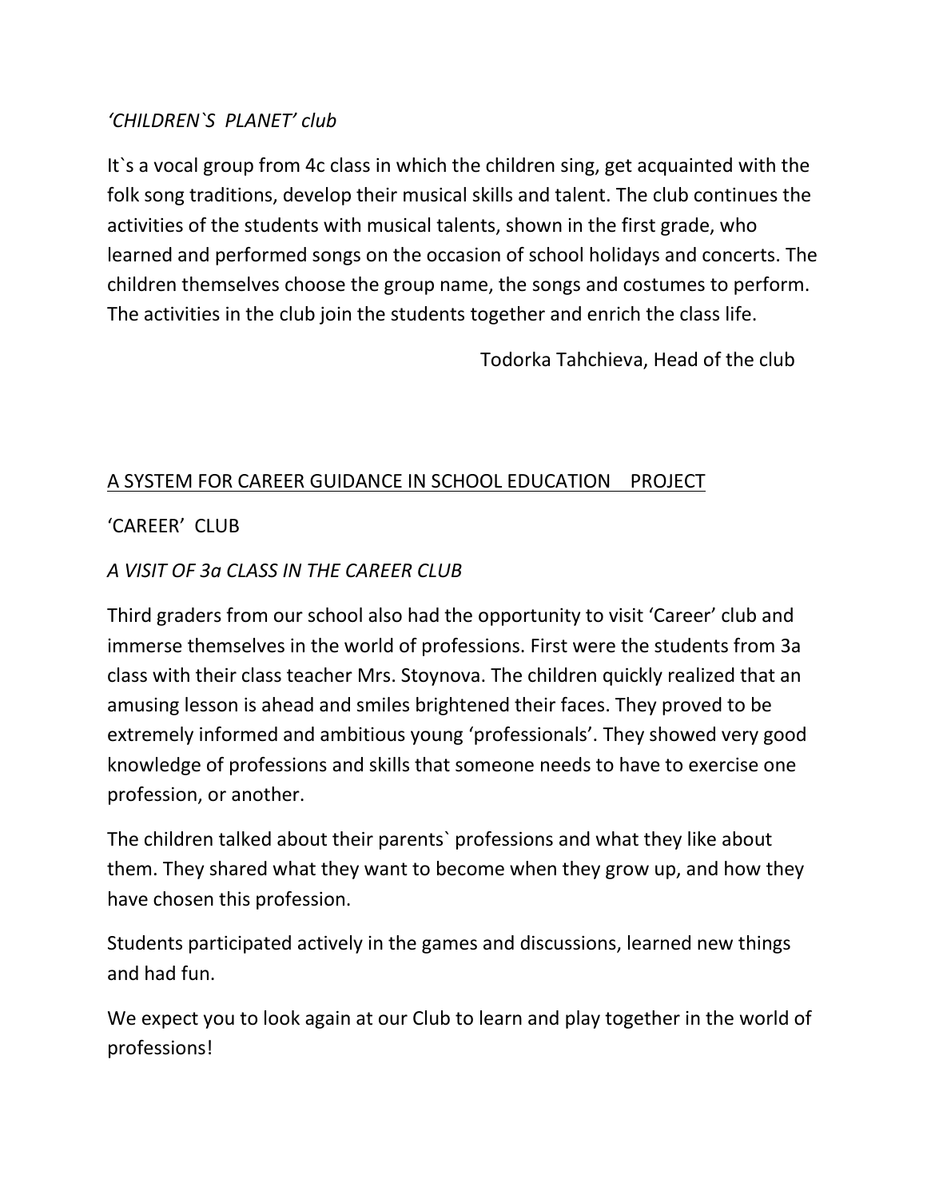*'CHILDREN`S PLANET' club*

It`s a vocal group from 4c class in which the children sing, get acquainted with the folk song traditions, develop their musical skills and talent. The club continues the activities of the students with musical talents, shown in the first grade, who learned and performed songs on the occasion of school holidays and concerts. The children themselves choose the group name, the songs and costumes to perform. The activities in the club join the students together and enrich the class life.

Todorka Tahchieva, Head of the club

<u>A SYSTEM FOR CAREER GUIDANCE IN SCHOOL EDUCATION PROJECT</u>

'CAREER' CLUB

*A VISIT OF 3a CLASS IN THE CAREER CLUB*

Third graders from our school also had the opportunity to visit 'Career' club and immerse themselves in the world of professions. First were the students from 3a class with their class teacher Mrs. Stoynova. The children quickly realized that an amusing lesson is ahead and smiles brightened their faces. They proved to be extremely informed and ambitious young 'professionals'. They showed very good knowledge of professions and skills that someone needs to have to exercise one profession, or another.

The children talked about their parents` professions and what they like about them. They shared what they want to become when they grow up, and how they have chosen this profession.

Students participated actively in the games and discussions, learned new things and had fun.

We expect you to look again at our Club to learn and play together in the world of professions!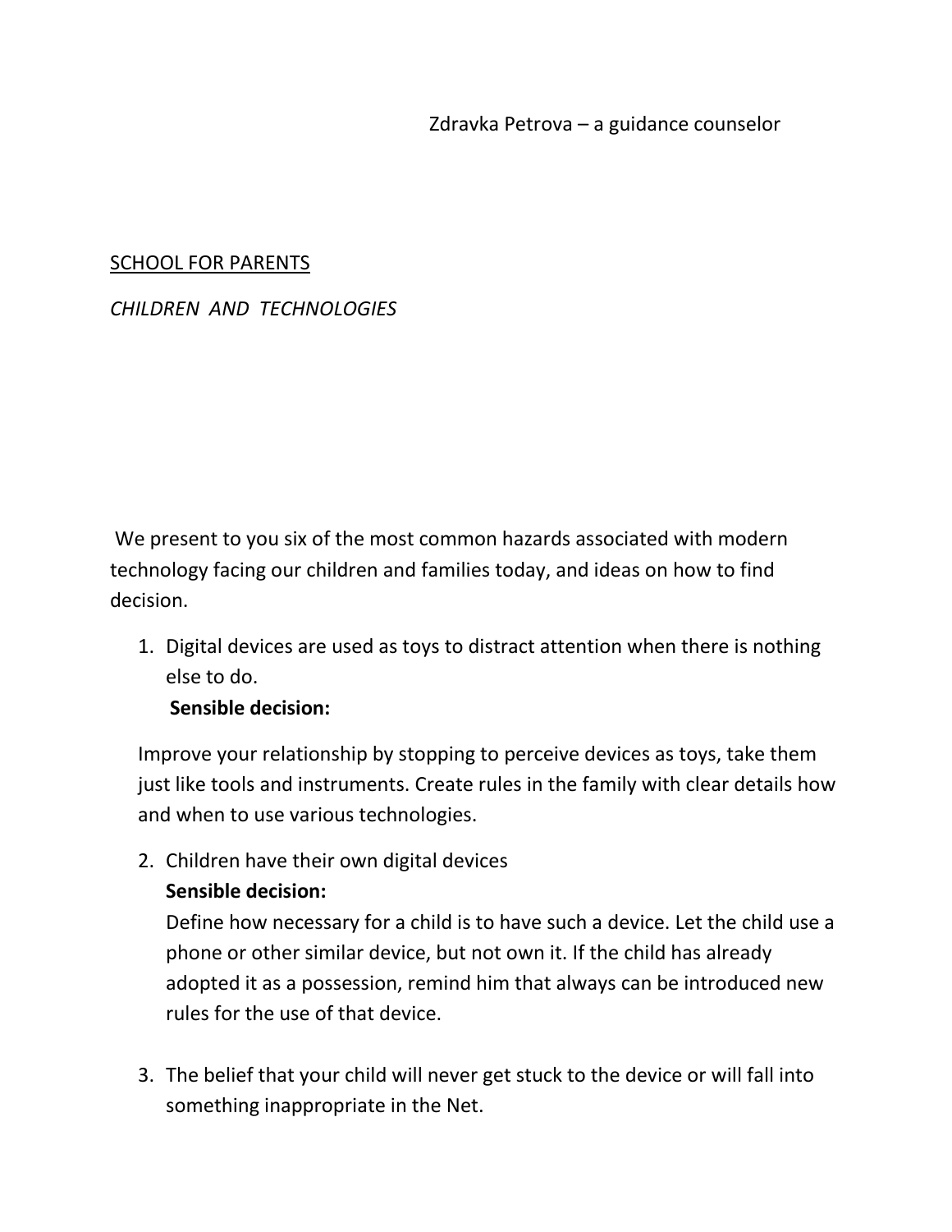Zdravka Petrova – a guidance counselor

SCHOOL FOR PARENTS

*CHILDREN AND TECHNOLOGIES*

We present to you six of the most common hazards associated with modern technology facing our children and families today, and ideas on how to find decision.

1. Digital devices are used as toys to distract attention when there is nothing else to do.
   **Sensible decision:**

   Improve your relationship by stopping to perceive devices as toys, take them just like tools and instruments. Create rules in the family with clear details how and when to use various technologies.

2. Children have their own digital devices
   **Sensible decision:**
   Define how necessary for a child is to have such a device. Let the child use a phone or other similar device, but not own it. If the child has already adopted it as a possession, remind him that always can be introduced new rules for the use of that device.

3. The belief that your child will never get stuck to the device or will fall into something inappropriate in the Net.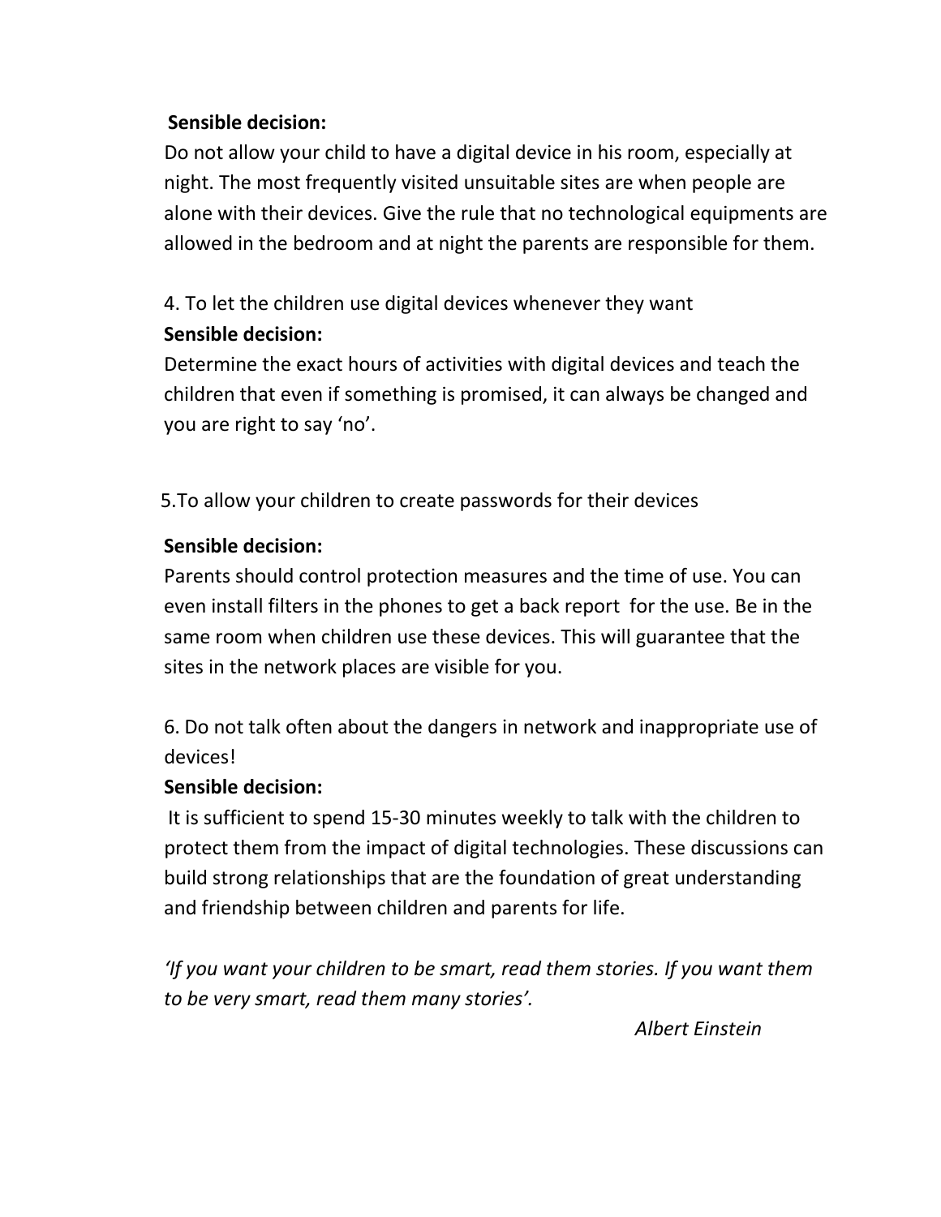**Sensible decision:**

Do not allow your child to have a digital device in his room, especially at night. The most frequently visited unsuitable sites are when people are alone with their devices. Give the rule that no technological equipments are allowed in the bedroom and at night the parents are responsible for them.

4. To let the children use digital devices whenever they want

**Sensible decision:**

Determine the exact hours of activities with digital devices and teach the children that even if something is promised, it can always be changed and you are right to say 'no'.

5. To allow your children to create passwords for their devices

**Sensible decision:**

Parents should control protection measures and the time of use. You can even install filters in the phones to get a back report for the use. Be in the same room when children use these devices. This will guarantee that the sites in the network places are visible for you.

6. Do not talk often about the dangers in network and inappropriate use of devices!

**Sensible decision:**

It is sufficient to spend 15-30 minutes weekly to talk with the children to protect them from the impact of digital technologies. These discussions can build strong relationships that are the foundation of great understanding and friendship between children and parents for life.

*'If you want your children to be smart, read them stories. If you want them to be very smart, read them many stories'.*

*Albert Einstein*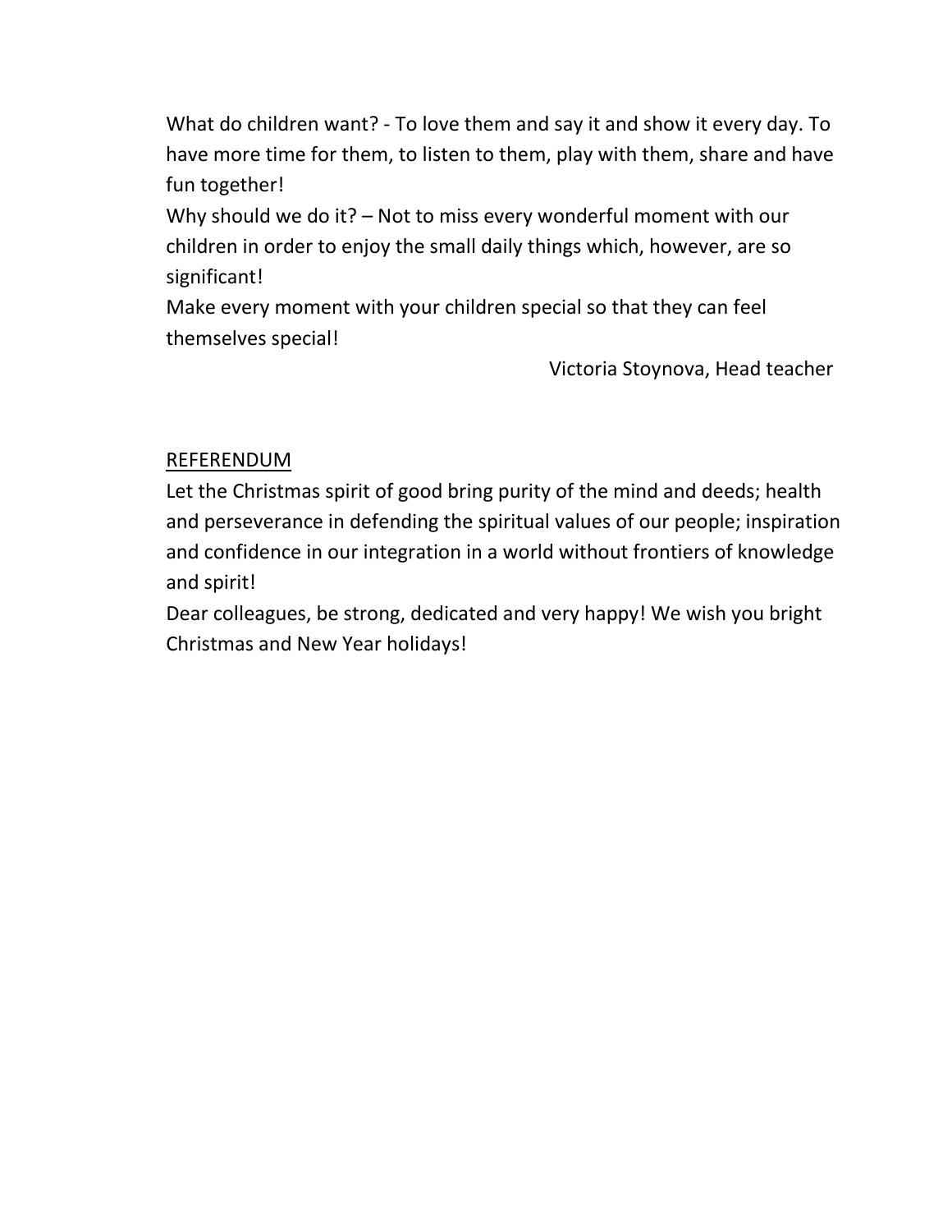What do children want? - To love them and say it and show it every day. To have more time for them, to listen to them, play with them, share and have fun together!
Why should we do it? – Not to miss every wonderful moment with our children in order to enjoy the small daily things which, however, are so significant!
Make every moment with your children special so that they can feel themselves special!

Victoria Stoynova, Head teacher

<u>REFERENDUM</u>

Let the Christmas spirit of good bring purity of the mind and deeds; health and perseverance in defending the spiritual values of our people; inspiration and confidence in our integration in a world without frontiers of knowledge and spirit!
Dear colleagues, be strong, dedicated and very happy! We wish you bright Christmas and New Year holidays!